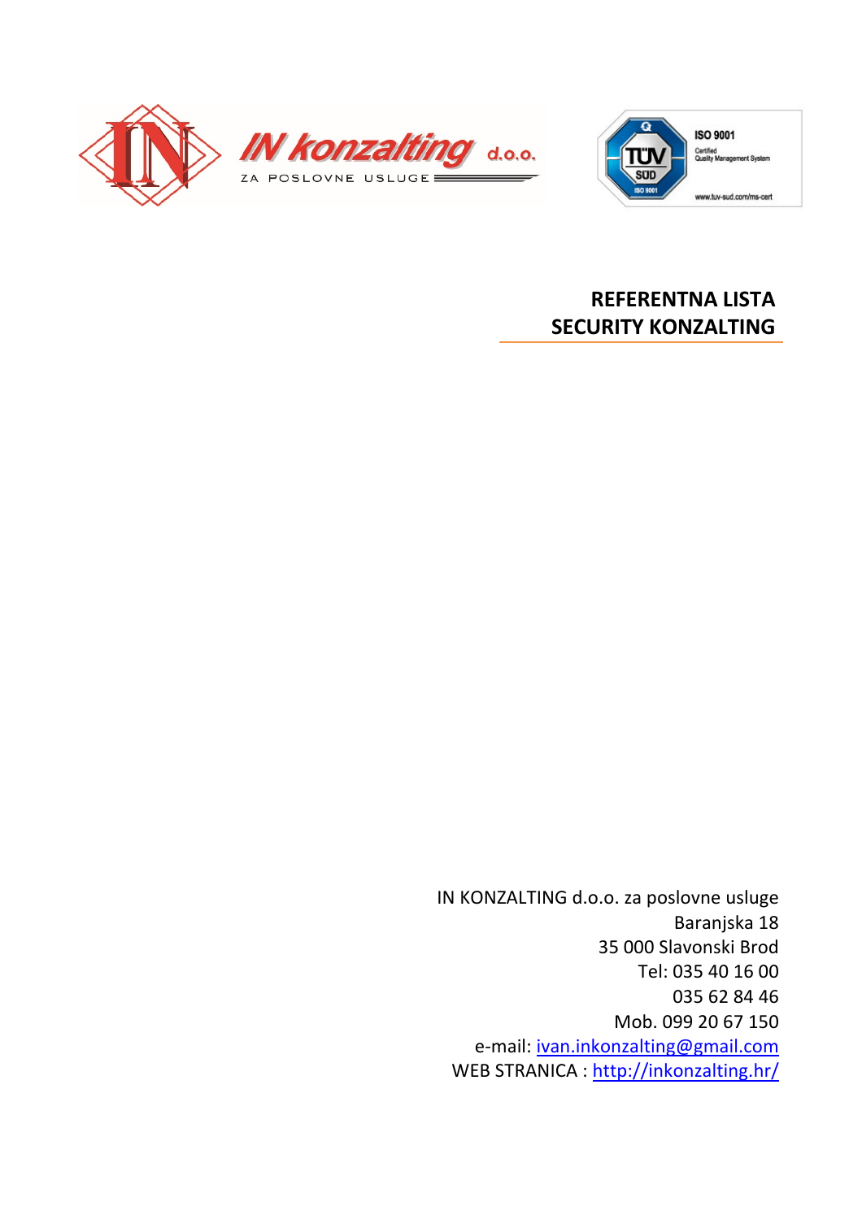IN konzalting d.o.o.

ZA POSLOVNE USLUGE

ISO 9001

Certified

Quality Management System

www.tuv-sud.com/ms-cert

# REFERENTNA LISTA
# SECURITY KONZALTING

IN KONZALTING d.o.o. za poslovne usluge

Baranjska 18

35 000 Slavonski Brod

Tel: 035 40 16 00

035 62 84 46

Mob. 099 20 67 150

e-mail: ivan.inkonzalting@gmail.com

WEB STRANICA : http://inkonzalting.hr/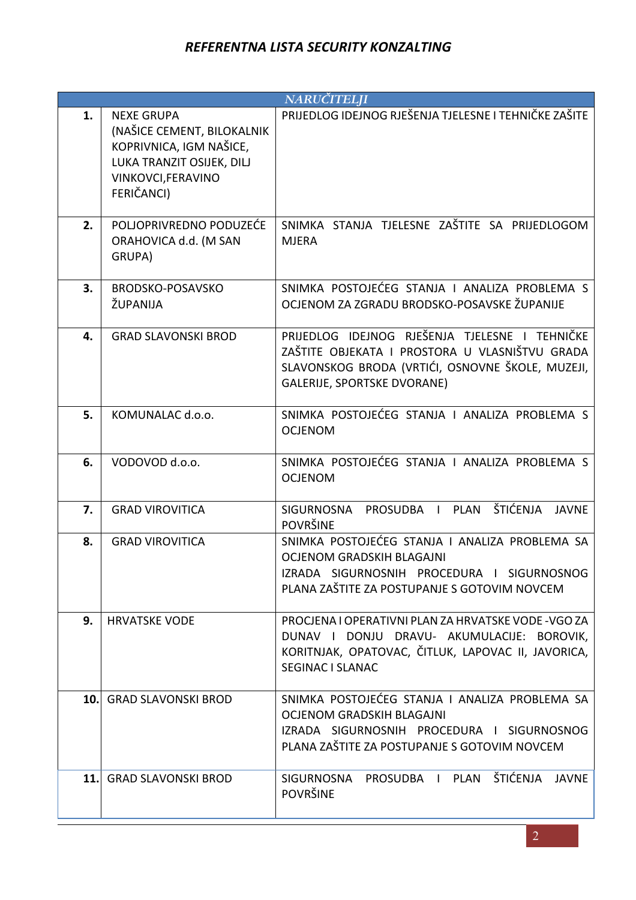# *REFERENTNA LISTA SECURITY KONZALTING*

| | *NARUČITELJI* | |
|---|---|---|
| **1.** | NEXE GRUPA (NAŠICE CEMENT, BILOKALNIK KOPRIVNICA, IGM NAŠICE, LUKA TRANZIT OSIJEK, DILJ VINKOVCI,FERAVINO FERIČANCI) | PRIJEDLOG IDEJNOG RJEŠENJA TJELESNE I TEHNIČKE ZAŠITE |
| **2.** | POLJOPRIVREDNO PODUZEĆE ORAHOVICA d.d. (M SAN GRUPA) | SNIMKA STANJA TJELESNE ZAŠTITE SA PRIJEDLOGOM MJERA |
| **3.** | BRODSKO-POSAVSKO ŽUPANIJA | SNIMKA POSTOJEĆEG STANJA I ANALIZA PROBLEMA S OCJENOM ZA ZGRADU BRODSKO-POSAVSKE ŽUPANIJE |
| **4.** | GRAD SLAVONSKI BROD | PRIJEDLOG IDEJNOG RJEŠENJA TJELESNE I TEHNIČKE ZAŠTITE OBJEKATA I PROSTORA U VLASNIŠTVU GRADA SLAVONSKOG BRODA (VRTIĆI, OSNOVNE ŠKOLE, MUZEJI, GALERIJE, SPORTSKE DVORANE) |
| **5.** | KOMUNALAC d.o.o. | SNIMKA POSTOJEĆEG STANJA I ANALIZA PROBLEMA S OCJENOM |
| **6.** | VODOVOD d.o.o. | SNIMKA POSTOJEĆEG STANJA I ANALIZA PROBLEMA S OCJENOM |
| **7.** | GRAD VIROVITICA | SIGURNOSNA PROSUDBA I PLAN ŠTIĆENJA JAVNE POVRŠINE |
| **8.** | GRAD VIROVITICA | SNIMKA POSTOJEĆEG STANJA I ANALIZA PROBLEMA SA OCJENOM GRADSKIH BLAGAJNI<br>IZRADA SIGURNOSNIH PROCEDURA I SIGURNOSNOG PLANA ZAŠTITE ZA POSTUPANJE S GOTOVIM NOVCEM |
| **9.** | HRVATSKE VODE | PROCJENA I OPERATIVNI PLAN ZA HRVATSKE VODE -VGO ZA DUNAV I DONJU DRAVU- AKUMULACIJE: BOROVIK, KORITNJAK, OPATOVAC, ČITLUK, LAPOVAC II, JAVORICA, SEGINAC I SLANAC |
| **10.** | GRAD SLAVONSKI BROD | SNIMKA POSTOJEĆEG STANJA I ANALIZA PROBLEMA SA OCJENOM GRADSKIH BLAGAJNI<br>IZRADA SIGURNOSNIH PROCEDURA I SIGURNOSNOG PLANA ZAŠTITE ZA POSTUPANJE S GOTOVIM NOVCEM |
| **11.** | GRAD SLAVONSKI BROD | SIGURNOSNA PROSUDBA I PLAN ŠTIĆENJA JAVNE POVRŠINE |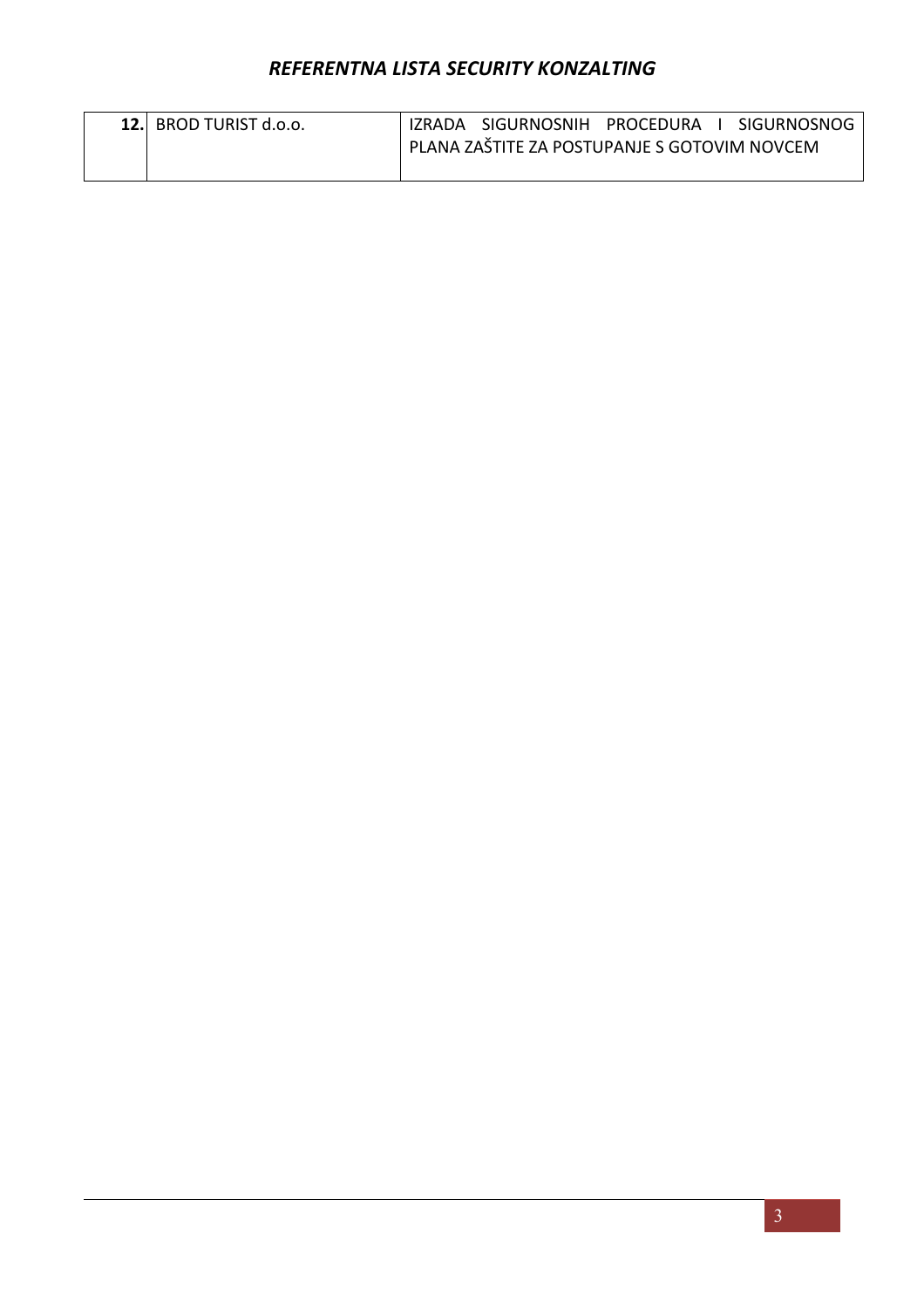| | | |
|---|---|---|
| **12.** | BROD TURIST d.o.o. | IZRADA SIGURNOSNIH PROCEDURA I SIGURNOSNOG PLANA ZAŠTITE ZA POSTUPANJE S GOTOVIM NOVCEM |